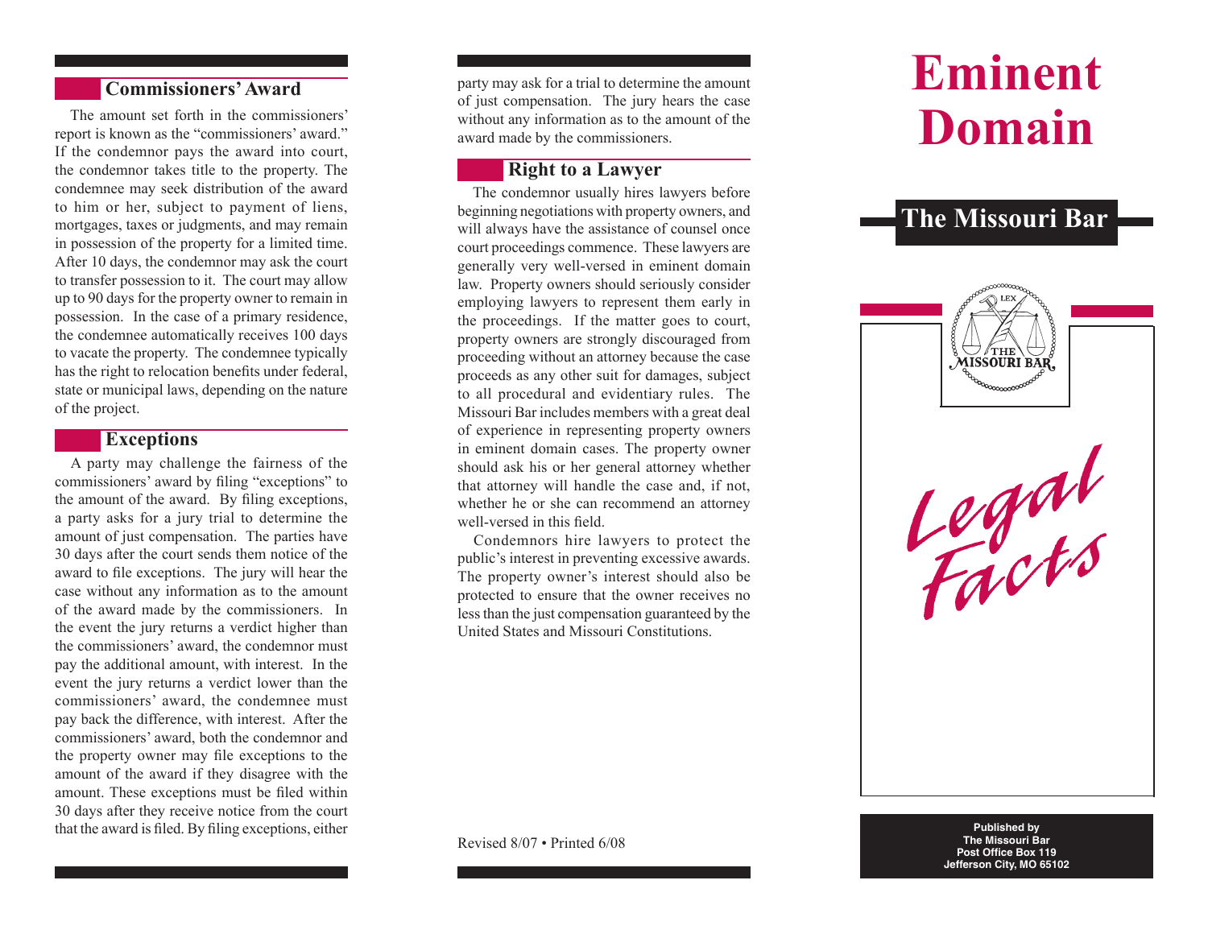## Commissioners' Award

The amount set forth in the commissioners' report is known as the "commissioners' award." If the condemnor pays the award into court, the condemnor takes title to the property. The condemnee may seek distribution of the award to him or her, subject to payment of liens, mortgages, taxes or judgments, and may remain in possession of the property for a limited time. After 10 days, the condemnor may ask the court to transfer possession to it. The court may allow up to 90 days for the property owner to remain in possession. In the case of a primary residence, the condemnee automatically receives 100 days to vacate the property. The condemnee typically has the right to relocation benefits under federal, state or municipal laws, depending on the nature of the project.

## Exceptions

A party may challenge the fairness of the commissioners' award by filing "exceptions" to the amount of the award. By filing exceptions, a party asks for a jury trial to determine the amount of just compensation. The parties have 30 days after the court sends them notice of the award to file exceptions. The jury will hear the case without any information as to the amount of the award made by the commissioners. In the event the jury returns a verdict higher than the commissioners' award, the condemnor must pay the additional amount, with interest. In the event the jury returns a verdict lower than the commissioners' award, the condemnee must pay back the difference, with interest. After the commissioners' award, both the condemnor and the property owner may file exceptions to the amount of the award if they disagree with the amount. These exceptions must be filed within 30 days after they receive notice from the court that the award is filed. By filing exceptions, either party may ask for a trial to determine the amount of just compensation. The jury hears the case without any information as to the amount of the award made by the commissioners.

## Right to a Lawyer

The condemnor usually hires lawyers before beginning negotiations with property owners, and will always have the assistance of counsel once court proceedings commence. These lawyers are generally very well-versed in eminent domain law. Property owners should seriously consider employing lawyers to represent them early in the proceedings. If the matter goes to court, property owners are strongly discouraged from proceeding without an attorney because the case proceeds as any other suit for damages, subject to all procedural and evidentiary rules. The Missouri Bar includes members with a great deal of experience in representing property owners in eminent domain cases. The property owner should ask his or her general attorney whether that attorney will handle the case and, if not, whether he or she can recommend an attorney well-versed in this field.

Condemnors hire lawyers to protect the public's interest in preventing excessive awards. The property owner's interest should also be protected to ensure that the owner receives no less than the just compensation guaranteed by the United States and Missouri Constitutions.

Revised 8/07 • Printed 6/08

# Eminent Domain

## The Missouri Bar

LEX THE MISSOURI BAR

*Legal Facts*

**Published by**
**The Missouri Bar**
**Post Office Box 119**
**Jefferson City, MO 65102**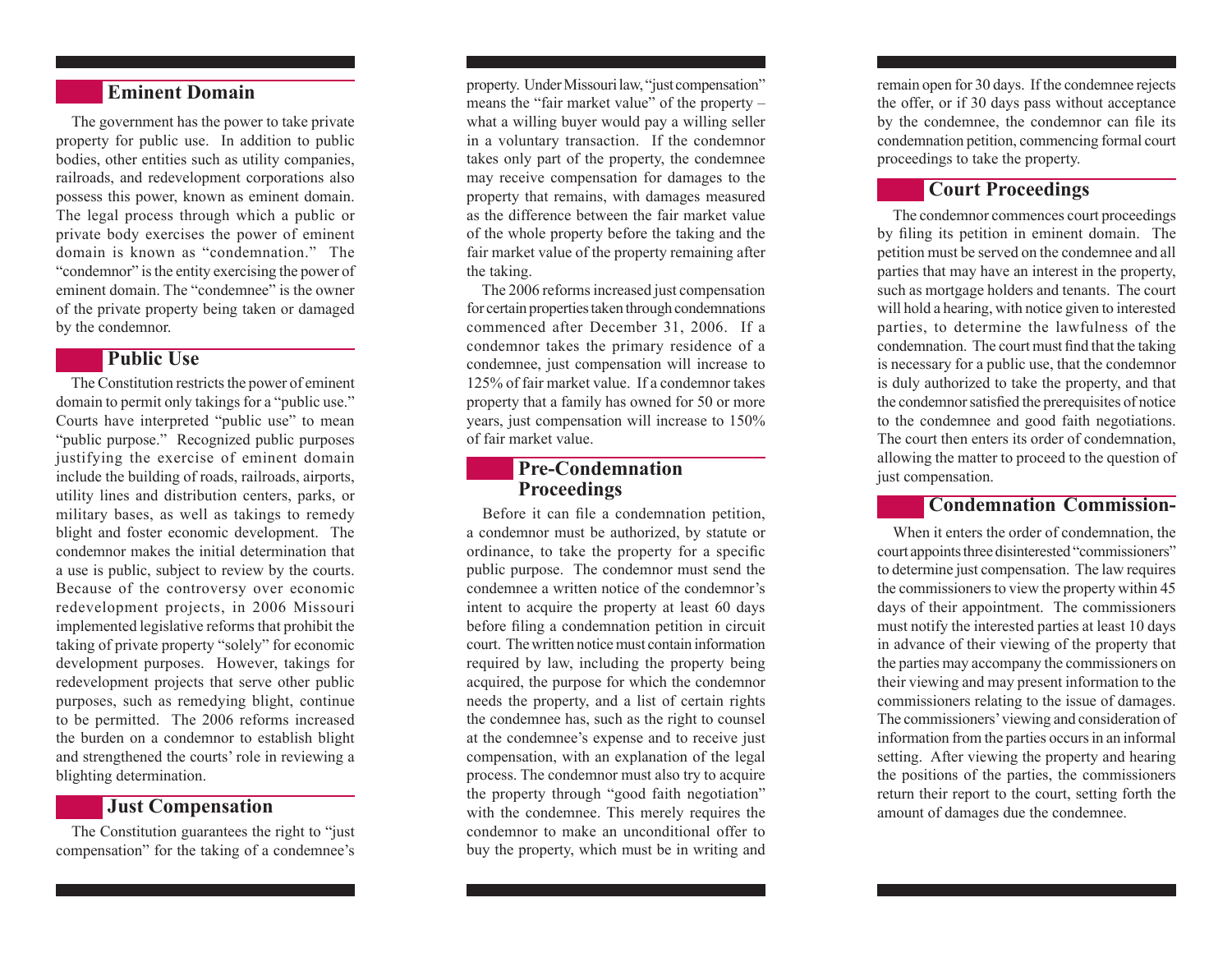## Eminent Domain

The government has the power to take private property for public use. In addition to public bodies, other entities such as utility companies, railroads, and redevelopment corporations also possess this power, known as eminent domain. The legal process through which a public or private body exercises the power of eminent domain is known as "condemnation." The "condemnor" is the entity exercising the power of eminent domain. The "condemnee" is the owner of the private property being taken or damaged by the condemnor.

## Public Use

The Constitution restricts the power of eminent domain to permit only takings for a "public use." Courts have interpreted "public use" to mean "public purpose." Recognized public purposes justifying the exercise of eminent domain include the building of roads, railroads, airports, utility lines and distribution centers, parks, or military bases, as well as takings to remedy blight and foster economic development. The condemnor makes the initial determination that a use is public, subject to review by the courts. Because of the controversy over economic redevelopment projects, in 2006 Missouri implemented legislative reforms that prohibit the taking of private property "solely" for economic development purposes. However, takings for redevelopment projects that serve other public purposes, such as remedying blight, continue to be permitted. The 2006 reforms increased the burden on a condemnor to establish blight and strengthened the courts' role in reviewing a blighting determination.

## Just Compensation

The Constitution guarantees the right to "just compensation" for the taking of a condemnee's property. Under Missouri law, "just compensation" means the "fair market value" of the property – what a willing buyer would pay a willing seller in a voluntary transaction. If the condemnor takes only part of the property, the condemnee may receive compensation for damages to the property that remains, with damages measured as the difference between the fair market value of the whole property before the taking and the fair market value of the property remaining after the taking.

The 2006 reforms increased just compensation for certain properties taken through condemnations commenced after December 31, 2006. If a condemnor takes the primary residence of a condemnee, just compensation will increase to 125% of fair market value. If a condemnor takes property that a family has owned for 50 or more years, just compensation will increase to 150% of fair market value.

## Pre-Condemnation Proceedings

Before it can file a condemnation petition, a condemnor must be authorized, by statute or ordinance, to take the property for a specific public purpose. The condemnor must send the condemnee a written notice of the condemnor's intent to acquire the property at least 60 days before filing a condemnation petition in circuit court. The written notice must contain information required by law, including the property being acquired, the purpose for which the condemnor needs the property, and a list of certain rights the condemnee has, such as the right to counsel at the condemnee's expense and to receive just compensation, with an explanation of the legal process. The condemnor must also try to acquire the property through "good faith negotiation" with the condemnee. This merely requires the condemnor to make an unconditional offer to buy the property, which must be in writing and remain open for 30 days. If the condemnee rejects the offer, or if 30 days pass without acceptance by the condemnee, the condemnor can file its condemnation petition, commencing formal court proceedings to take the property.

## Court Proceedings

The condemnor commences court proceedings by filing its petition in eminent domain. The petition must be served on the condemnee and all parties that may have an interest in the property, such as mortgage holders and tenants. The court will hold a hearing, with notice given to interested parties, to determine the lawfulness of the condemnation. The court must find that the taking is necessary for a public use, that the condemnor is duly authorized to take the property, and that the condemnor satisfied the prerequisites of notice to the condemnee and good faith negotiations. The court then enters its order of condemnation, allowing the matter to proceed to the question of just compensation.

## Condemnation Commission-

When it enters the order of condemnation, the court appoints three disinterested "commissioners" to determine just compensation. The law requires the commissioners to view the property within 45 days of their appointment. The commissioners must notify the interested parties at least 10 days in advance of their viewing of the property that the parties may accompany the commissioners on their viewing and may present information to the commissioners relating to the issue of damages. The commissioners' viewing and consideration of information from the parties occurs in an informal setting. After viewing the property and hearing the positions of the parties, the commissioners return their report to the court, setting forth the amount of damages due the condemnee.